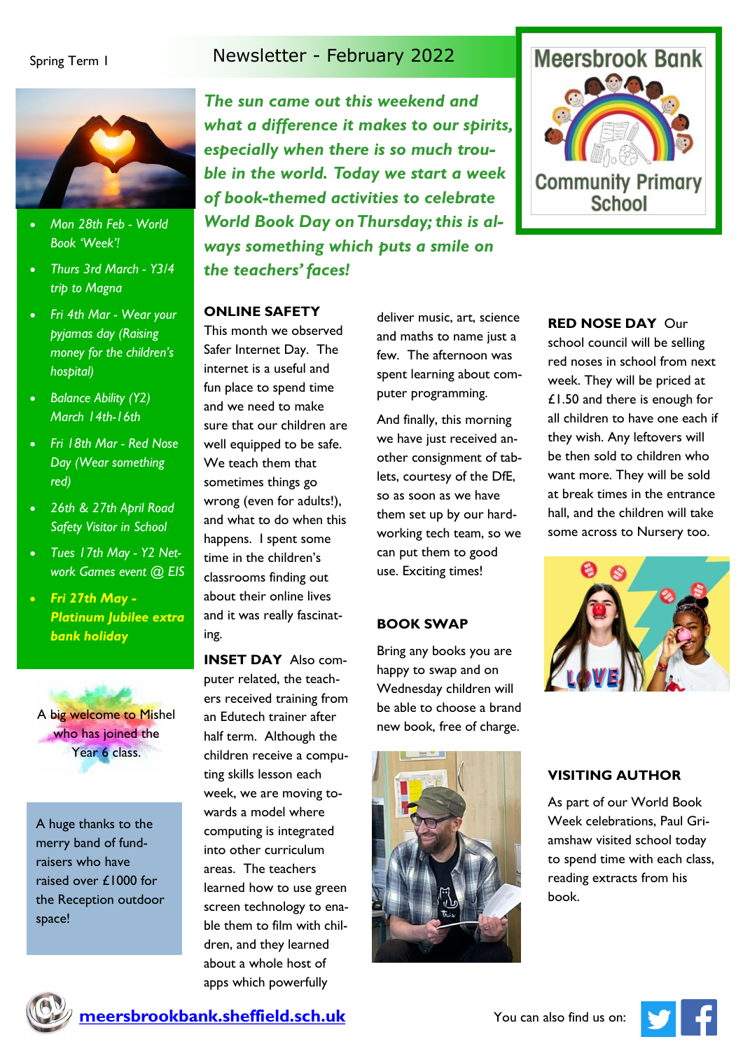Spring Term 1

# Newsletter - February 2022

**Meersbrook Bank Community Primary School**

- *Mon 28th Feb - World Book 'Week'!*
- *Thurs 3rd March - Y3/4 trip to Magna*
- *Fri 4th Mar - Wear your pyjamas day (Raising money for the children's hospital)*
- *Balance Ability (Y2) March 14th-16th*
- *Fri 18th Mar - Red Nose Day (Wear something red)*
- *26th & 27th April Road Safety Visitor in School*
- *Tues 17th May - Y2 Network Games event @ EIS*
- ***Fri 27th May - Platinum Jubilee extra bank holiday***

A big welcome to Mishel who has joined the Year 6 class.

A huge thanks to the merry band of fundraisers who have raised over £1000 for the Reception outdoor space!

***The sun came out this weekend and what a difference it makes to our spirits, especially when there is so much trouble in the world. Today we start a week of book-themed activities to celebrate World Book Day on Thursday; this is always something which puts a smile on the teachers' faces!***

**ONLINE SAFETY**

This month we observed Safer Internet Day. The internet is a useful and fun place to spend time and we need to make sure that our children are well equipped to be safe. We teach them that sometimes things go wrong (even for adults!), and what to do when this happens. I spent some time in the children's classrooms finding out about their online lives and it was really fascinating.

**INSET DAY** Also computer related, the teachers received training from an Edutech trainer after half term. Although the children receive a computing skills lesson each week, we are moving towards a model where computing is integrated into other curriculum areas. The teachers learned how to use green screen technology to enable them to film with children, and they learned about a whole host of apps which powerfully deliver music, art, science and maths to name just a few. The afternoon was spent learning about computer programming.

And finally, this morning we have just received another consignment of tablets, courtesy of the DfE, so as soon as we have them set up by our hard-working tech team, so we can put them to good use. Exciting times!

**BOOK SWAP**

Bring any books you are happy to swap and on Wednesday children will be able to choose a brand new book, free of charge.

**RED NOSE DAY** Our school council will be selling red noses in school from next week. They will be priced at £1.50 and there is enough for all children to have one each if they wish. Any leftovers will be then sold to children who want more. They will be sold at break times in the entrance hall, and the children will take some across to Nursery too.

**VISITING AUTHOR**

As part of our World Book Week celebrations, Paul Griamshaw visited school today to spend time with each class, reading extracts from his book.

meersbrookbank.sheffield.sch.uk

You can also find us on: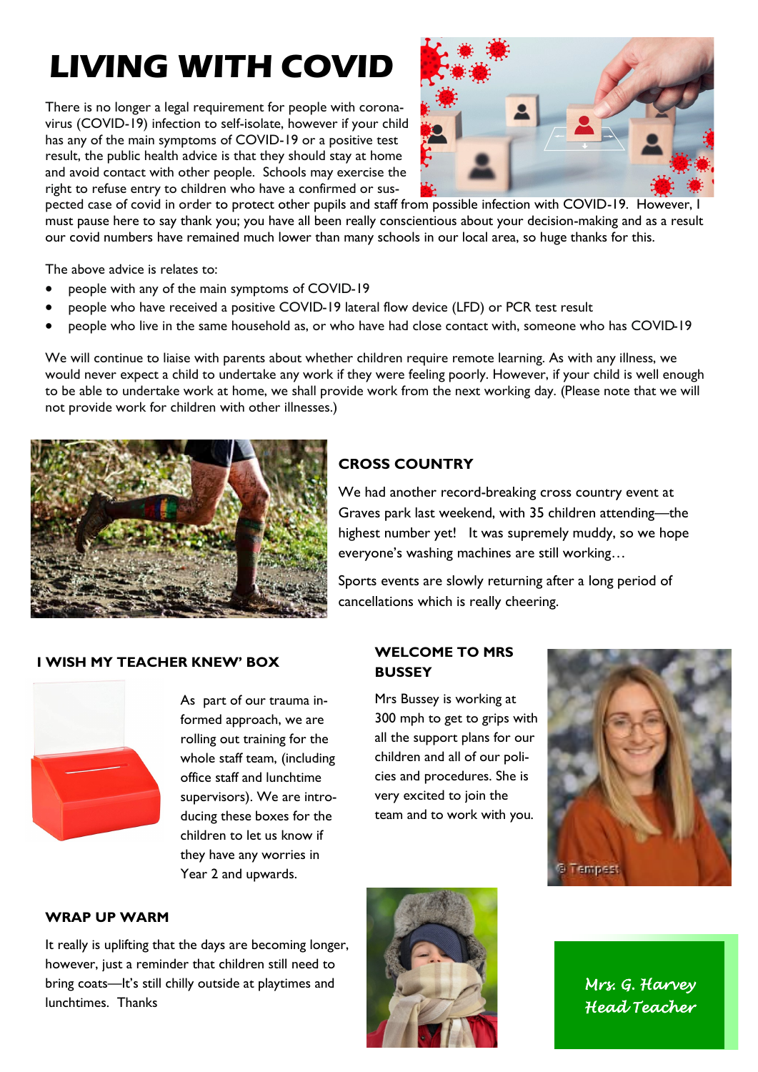# LIVING WITH COVID

There is no longer a legal requirement for people with coronavirus (COVID-19) infection to self-isolate, however if your child has any of the main symptoms of COVID-19 or a positive test result, the public health advice is that they should stay at home and avoid contact with other people. Schools may exercise the right to refuse entry to children who have a confirmed or suspected case of covid in order to protect other pupils and staff from possible infection with COVID-19. However, I must pause here to say thank you; you have all been really conscientious about your decision-making and as a result our covid numbers have remained much lower than many schools in our local area, so huge thanks for this.

The above advice is relates to:

- people with any of the main symptoms of COVID-19
- people who have received a positive COVID-19 lateral flow device (LFD) or PCR test result
- people who live in the same household as, or who have had close contact with, someone who has COVID-19

We will continue to liaise with parents about whether children require remote learning. As with any illness, we would never expect a child to undertake any work if they were feeling poorly. However, if your child is well enough to be able to undertake work at home, we shall provide work from the next working day. (Please note that we will not provide work for children with other illnesses.)

### CROSS COUNTRY

We had another record-breaking cross country event at Graves park last weekend, with 35 children attending—the highest number yet! It was supremely muddy, so we hope everyone's washing machines are still working…

Sports events are slowly returning after a long period of cancellations which is really cheering.

### I WISH MY TEACHER KNEW' BOX

As part of our trauma informed approach, we are rolling out training for the whole staff team, (including office staff and lunchtime supervisors). We are introducing these boxes for the children to let us know if they have any worries in Year 2 and upwards.

### WELCOME TO MRS BUSSEY

Mrs Bussey is working at 300 mph to get to grips with all the support plans for our children and all of our policies and procedures. She is very excited to join the team and to work with you.

### WRAP UP WARM

It really is uplifting that the days are becoming longer, however, just a reminder that children still need to bring coats—It's still chilly outside at playtimes and lunchtimes. Thanks

*Mrs. G. Harvey*
*Head Teacher*